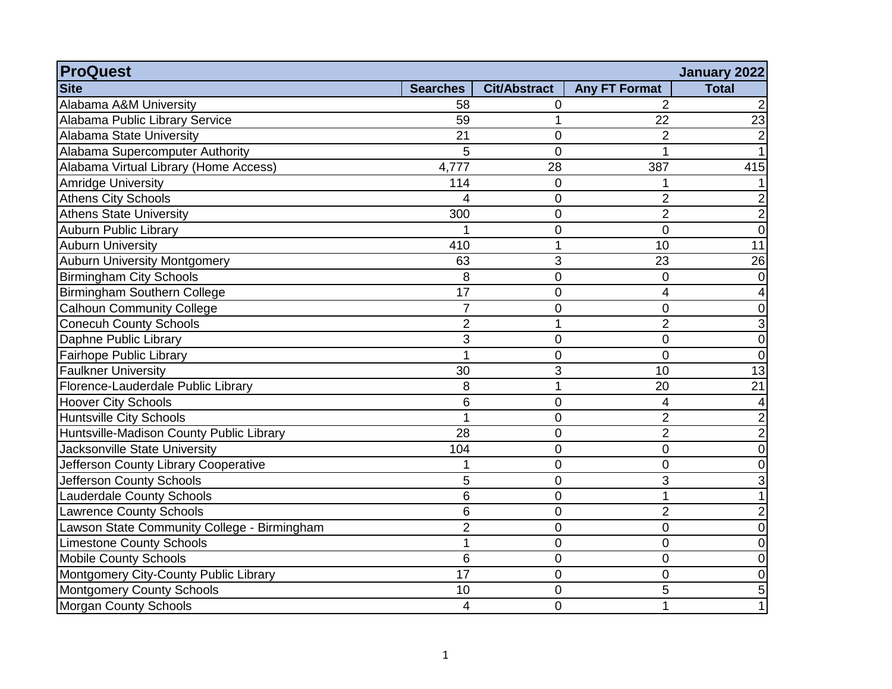| ProQuest | | | | January 2022 |
|---|---|---|---|---|
| **Site** | **Searches** | **Cit/Abstract** | **Any FT Format** | **Total** |
| Alabama A&M University | 58 | 0 | 2 | 2 |
| Alabama Public Library Service | 59 | 1 | 22 | 23 |
| Alabama State University | 21 | 0 | 2 | 2 |
| Alabama Supercomputer Authority | 5 | 0 | 1 | 1 |
| Alabama Virtual Library (Home Access) | 4,777 | 28 | 387 | 415 |
| Amridge University | 114 | 0 | 1 | 1 |
| Athens City Schools | 4 | 0 | 2 | 2 |
| Athens State University | 300 | 0 | 2 | 2 |
| Auburn Public Library | 1 | 0 | 0 | 0 |
| Auburn University | 410 | 1 | 10 | 11 |
| Auburn University Montgomery | 63 | 3 | 23 | 26 |
| Birmingham City Schools | 8 | 0 | 0 | 0 |
| Birmingham Southern College | 17 | 0 | 4 | 4 |
| Calhoun Community College | 7 | 0 | 0 | 0 |
| Conecuh County Schools | 2 | 1 | 2 | 3 |
| Daphne Public Library | 3 | 0 | 0 | 0 |
| Fairhope Public Library | 1 | 0 | 0 | 0 |
| Faulkner University | 30 | 3 | 10 | 13 |
| Florence-Lauderdale Public Library | 8 | 1 | 20 | 21 |
| Hoover City Schools | 6 | 0 | 4 | 4 |
| Huntsville City Schools | 1 | 0 | 2 | 2 |
| Huntsville-Madison County Public Library | 28 | 0 | 2 | 2 |
| Jacksonville State University | 104 | 0 | 0 | 0 |
| Jefferson County Library Cooperative | 1 | 0 | 0 | 0 |
| Jefferson County Schools | 5 | 0 | 3 | 3 |
| Lauderdale County Schools | 6 | 0 | 1 | 1 |
| Lawrence County Schools | 6 | 0 | 2 | 2 |
| Lawson State Community College - Birmingham | 2 | 0 | 0 | 0 |
| Limestone County Schools | 1 | 0 | 0 | 0 |
| Mobile County Schools | 6 | 0 | 0 | 0 |
| Montgomery City-County Public Library | 17 | 0 | 0 | 0 |
| Montgomery County Schools | 10 | 0 | 5 | 5 |
| Morgan County Schools | 4 | 0 | 1 | 1 |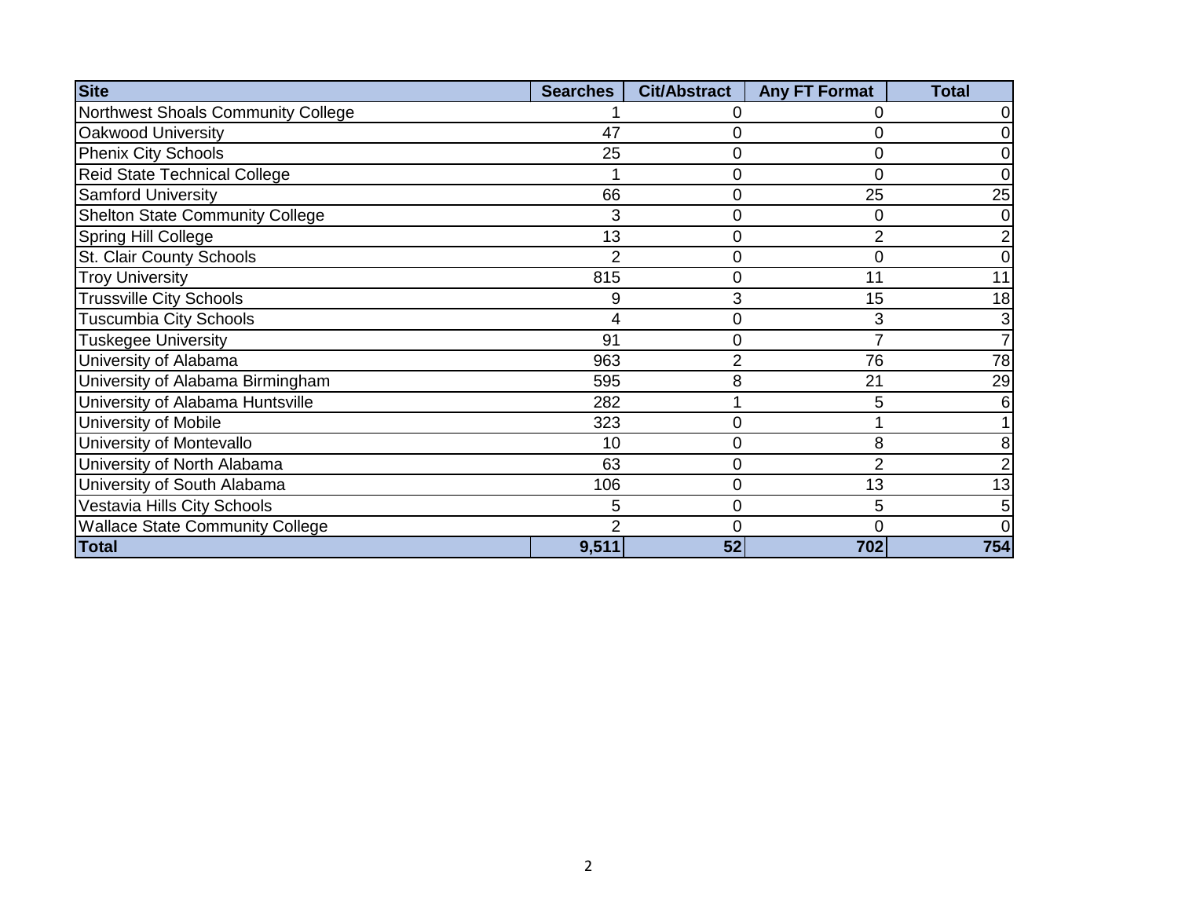| Site | Searches | Cit/Abstract | Any FT Format | Total |
|---|---|---|---|---|
| Northwest Shoals Community College | 1 | 0 | 0 | 0 |
| Oakwood University | 47 | 0 | 0 | 0 |
| Phenix City Schools | 25 | 0 | 0 | 0 |
| Reid State Technical College | 1 | 0 | 0 | 0 |
| Samford University | 66 | 0 | 25 | 25 |
| Shelton State Community College | 3 | 0 | 0 | 0 |
| Spring Hill College | 13 | 0 | 2 | 2 |
| St. Clair County Schools | 2 | 0 | 0 | 0 |
| Troy University | 815 | 0 | 11 | 11 |
| Trussville City Schools | 9 | 3 | 15 | 18 |
| Tuscumbia City Schools | 4 | 0 | 3 | 3 |
| Tuskegee University | 91 | 0 | 7 | 7 |
| University of Alabama | 963 | 2 | 76 | 78 |
| University of Alabama Birmingham | 595 | 8 | 21 | 29 |
| University of Alabama Huntsville | 282 | 1 | 5 | 6 |
| University of Mobile | 323 | 0 | 1 | 1 |
| University of Montevallo | 10 | 0 | 8 | 8 |
| University of North Alabama | 63 | 0 | 2 | 2 |
| University of South Alabama | 106 | 0 | 13 | 13 |
| Vestavia Hills City Schools | 5 | 0 | 5 | 5 |
| Wallace State Community College | 2 | 0 | 0 | 0 |
| **Total** | **9,511** | **52** | **702** | **754** |